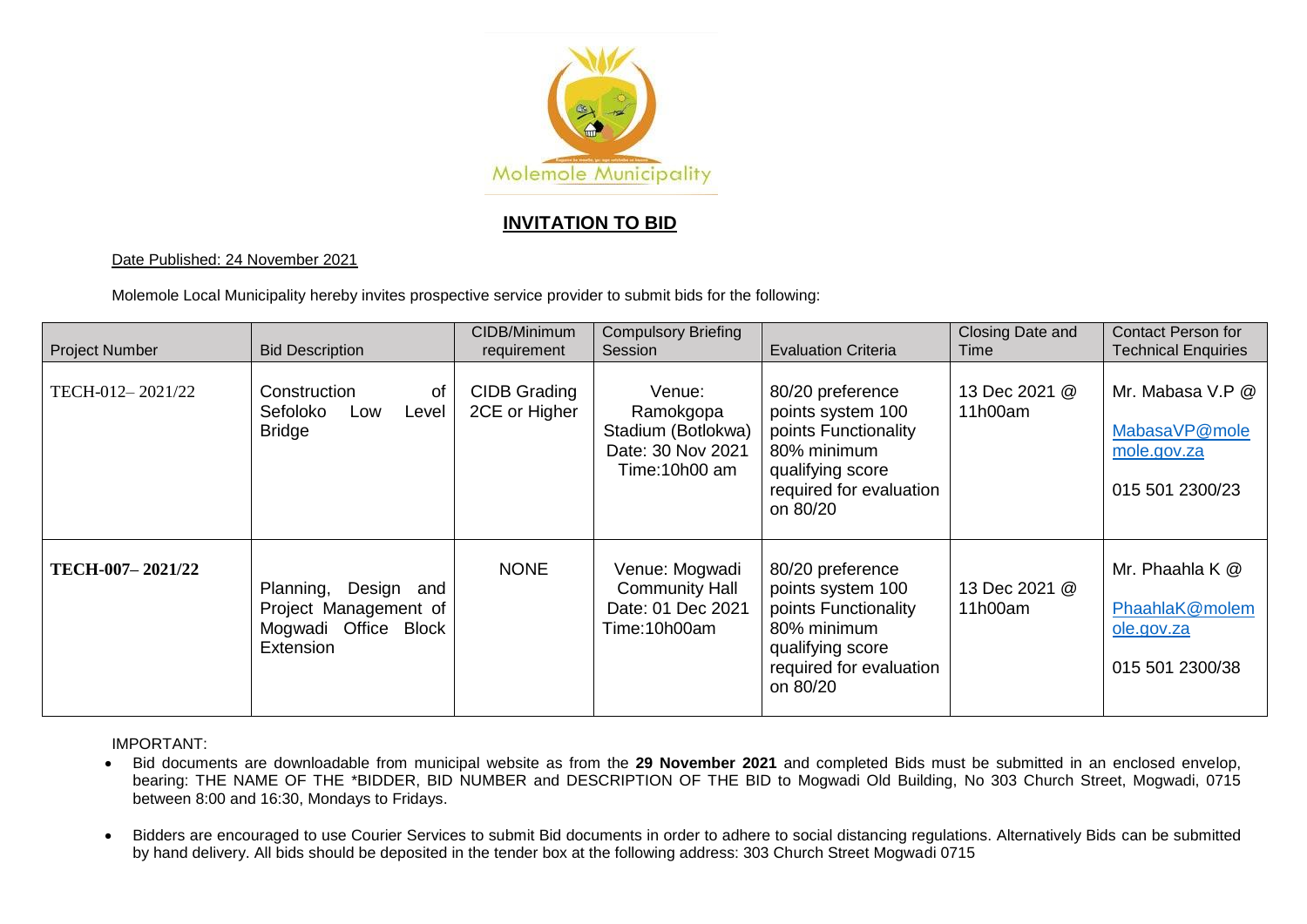Molemole Municipality

## INVITATION TO BID

Date Published: 24 November 2021

Molemole Local Municipality hereby invites prospective service provider to submit bids for the following:

| Project Number | Bid Description | CIDB/Minimum requirement | Compulsory Briefing Session | Evaluation Criteria | Closing Date and Time | Contact Person for Technical Enquiries |
|---|---|---|---|---|---|---|
| TECH-012– 2021/22 | Construction of Sefoloko Low Level Bridge | CIDB Grading 2CE or Higher | Venue: Ramokgopa Stadium (Botlokwa) Date: 30 Nov 2021 Time:10h00 am | 80/20 preference points system 100 points Functionality 80% minimum qualifying score required for evaluation on 80/20 | 13 Dec 2021 @ 11h00am | Mr. Mabasa V.P @ MabasaVP@molemole.gov.za 015 501 2300/23 |
| **TECH-007– 2021/22** | Planning, Design and Project Management of Mogwadi Office Block Extension | NONE | Venue: Mogwadi Community Hall Date: 01 Dec 2021 Time:10h00am | 80/20 preference points system 100 points Functionality 80% minimum qualifying score required for evaluation on 80/20 | 13 Dec 2021 @ 11h00am | Mr. Phaahla K @ PhaahlaK@molemole.gov.za 015 501 2300/38 |

IMPORTANT:

- Bid documents are downloadable from municipal website as from the **29 November 2021** and completed Bids must be submitted in an enclosed envelop, bearing: THE NAME OF THE *BIDDER, BID NUMBER and DESCRIPTION OF THE BID to Mogwadi Old Building, No 303 Church Street, Mogwadi, 0715 between 8:00 and 16:30, Mondays to Fridays.
- Bidders are encouraged to use Courier Services to submit Bid documents in order to adhere to social distancing regulations. Alternatively Bids can be submitted by hand delivery. All bids should be deposited in the tender box at the following address: 303 Church Street Mogwadi 0715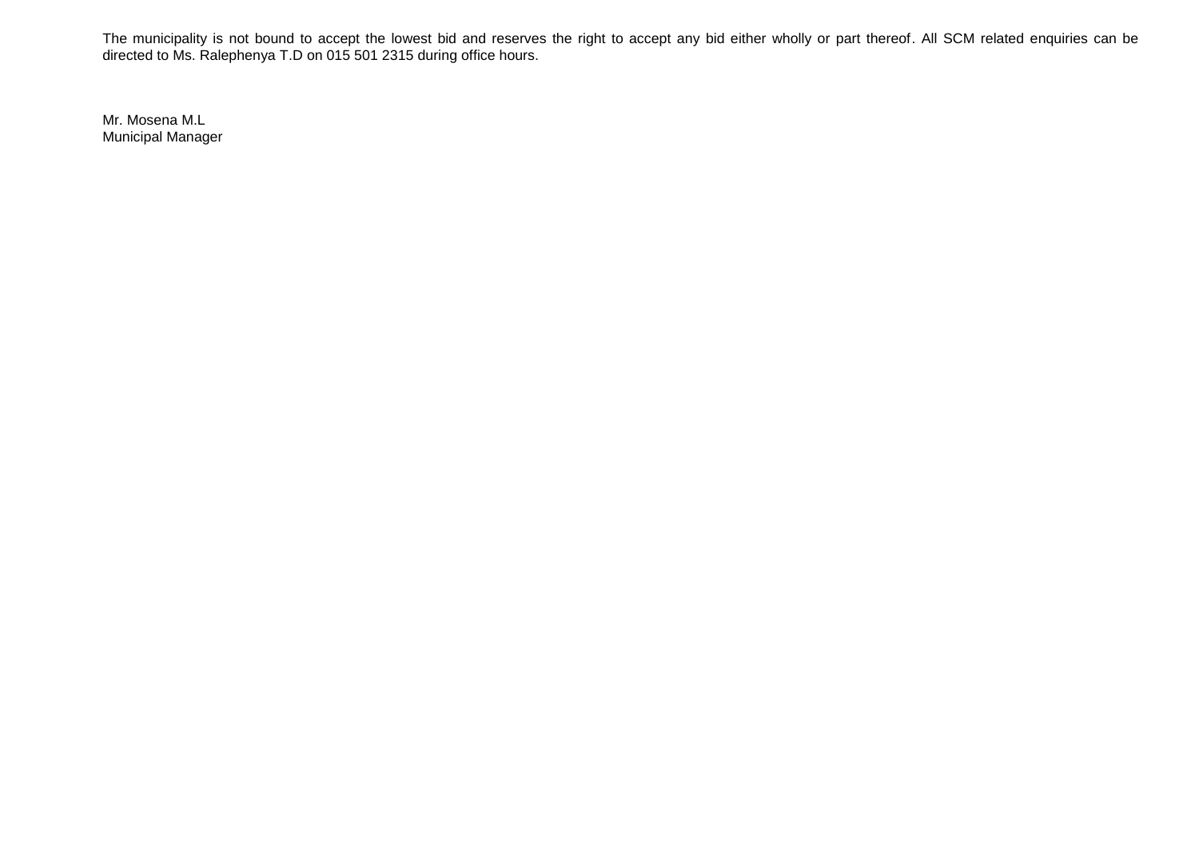The municipality is not bound to accept the lowest bid and reserves the right to accept any bid either wholly or part thereof. All SCM related enquiries can be directed to Ms. Ralephenya T.D on 015 501 2315 during office hours.

Mr. Mosena M.L  
Municipal Manager